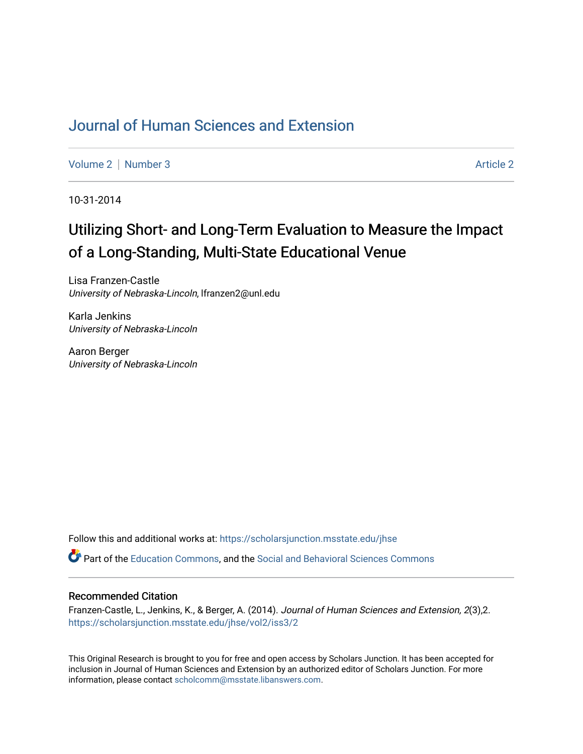# Journal of Human Sciences and Extension

Volume 2 | Number 3 | Article 2

10-31-2014

## Utilizing Short- and Long-Term Evaluation to Measure the Impact of a Long-Standing, Multi-State Educational Venue

Lisa Franzen-Castle
*University of Nebraska-Lincoln*, lfranzen2@unl.edu

Karla Jenkins
*University of Nebraska-Lincoln*

Aaron Berger
*University of Nebraska-Lincoln*

Follow this and additional works at: https://scholarsjunction.msstate.edu/jhse

Part of the Education Commons, and the Social and Behavioral Sciences Commons

### Recommended Citation

Franzen-Castle, L., Jenkins, K., & Berger, A. (2014). *Journal of Human Sciences and Extension, 2*(3),2. https://scholarsjunction.msstate.edu/jhse/vol2/iss3/2

This Original Research is brought to you for free and open access by Scholars Junction. It has been accepted for inclusion in Journal of Human Sciences and Extension by an authorized editor of Scholars Junction. For more information, please contact scholcomm@msstate.libanswers.com.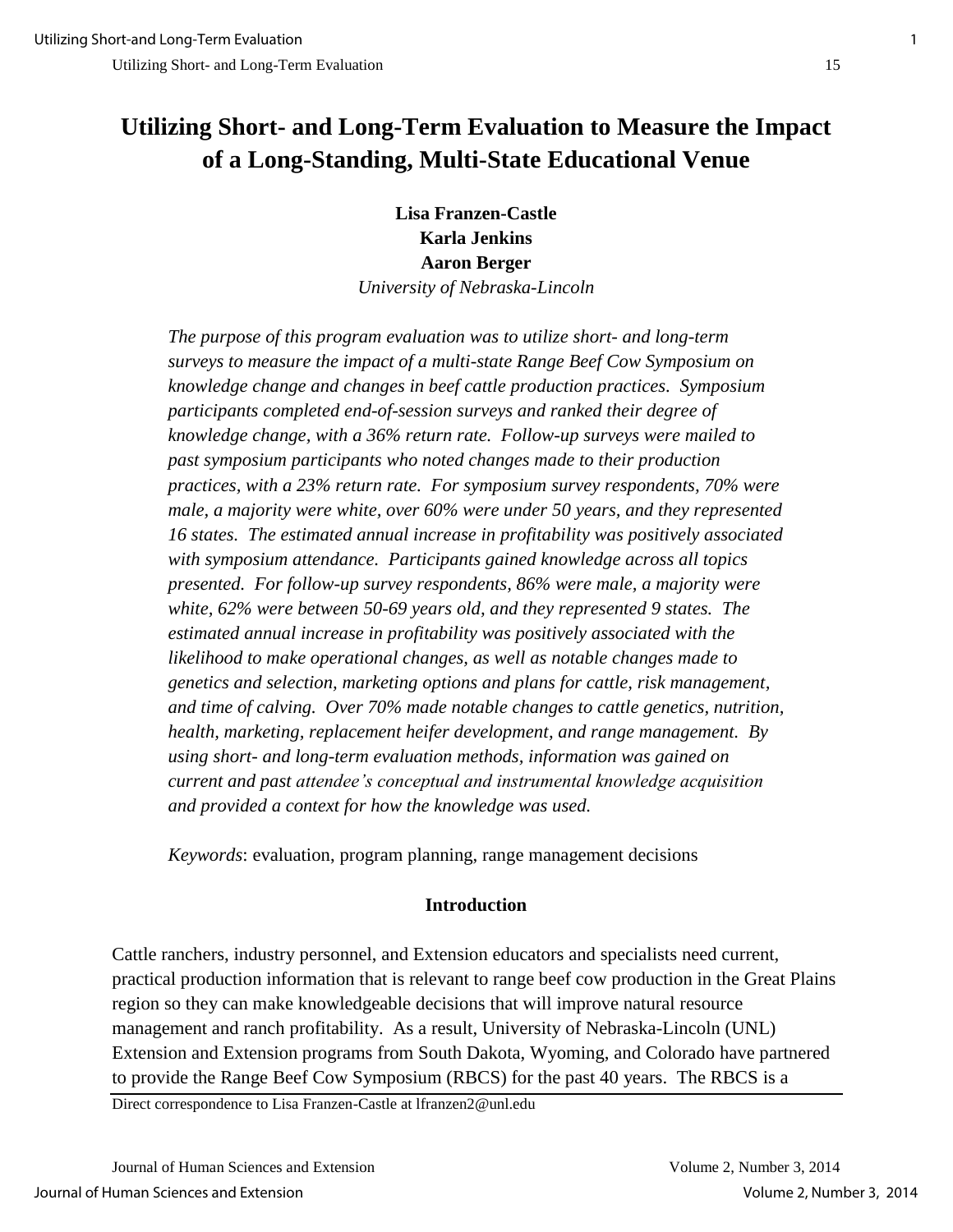# Utilizing Short- and Long-Term Evaluation to Measure the Impact of a Long-Standing, Multi-State Educational Venue

**Lisa Franzen-Castle**
**Karla Jenkins**
**Aaron Berger**
*University of Nebraska-Lincoln*

*The purpose of this program evaluation was to utilize short- and long-term surveys to measure the impact of a multi-state Range Beef Cow Symposium on knowledge change and changes in beef cattle production practices. Symposium participants completed end-of-session surveys and ranked their degree of knowledge change, with a 36% return rate. Follow-up surveys were mailed to past symposium participants who noted changes made to their production practices, with a 23% return rate. For symposium survey respondents, 70% were male, a majority were white, over 60% were under 50 years, and they represented 16 states. The estimated annual increase in profitability was positively associated with symposium attendance. Participants gained knowledge across all topics presented. For follow-up survey respondents, 86% were male, a majority were white, 62% were between 50-69 years old, and they represented 9 states. The estimated annual increase in profitability was positively associated with the likelihood to make operational changes, as well as notable changes made to genetics and selection, marketing options and plans for cattle, risk management, and time of calving. Over 70% made notable changes to cattle genetics, nutrition, health, marketing, replacement heifer development, and range management. By using short- and long-term evaluation methods, information was gained on current and past attendee's conceptual and instrumental knowledge acquisition and provided a context for how the knowledge was used.*

*Keywords*: evaluation, program planning, range management decisions

## Introduction

Cattle ranchers, industry personnel, and Extension educators and specialists need current, practical production information that is relevant to range beef cow production in the Great Plains region so they can make knowledgeable decisions that will improve natural resource management and ranch profitability. As a result, University of Nebraska-Lincoln (UNL) Extension and Extension programs from South Dakota, Wyoming, and Colorado have partnered to provide the Range Beef Cow Symposium (RBCS) for the past 40 years. The RBCS is a

Direct correspondence to Lisa Franzen-Castle at lfranzen2@unl.edu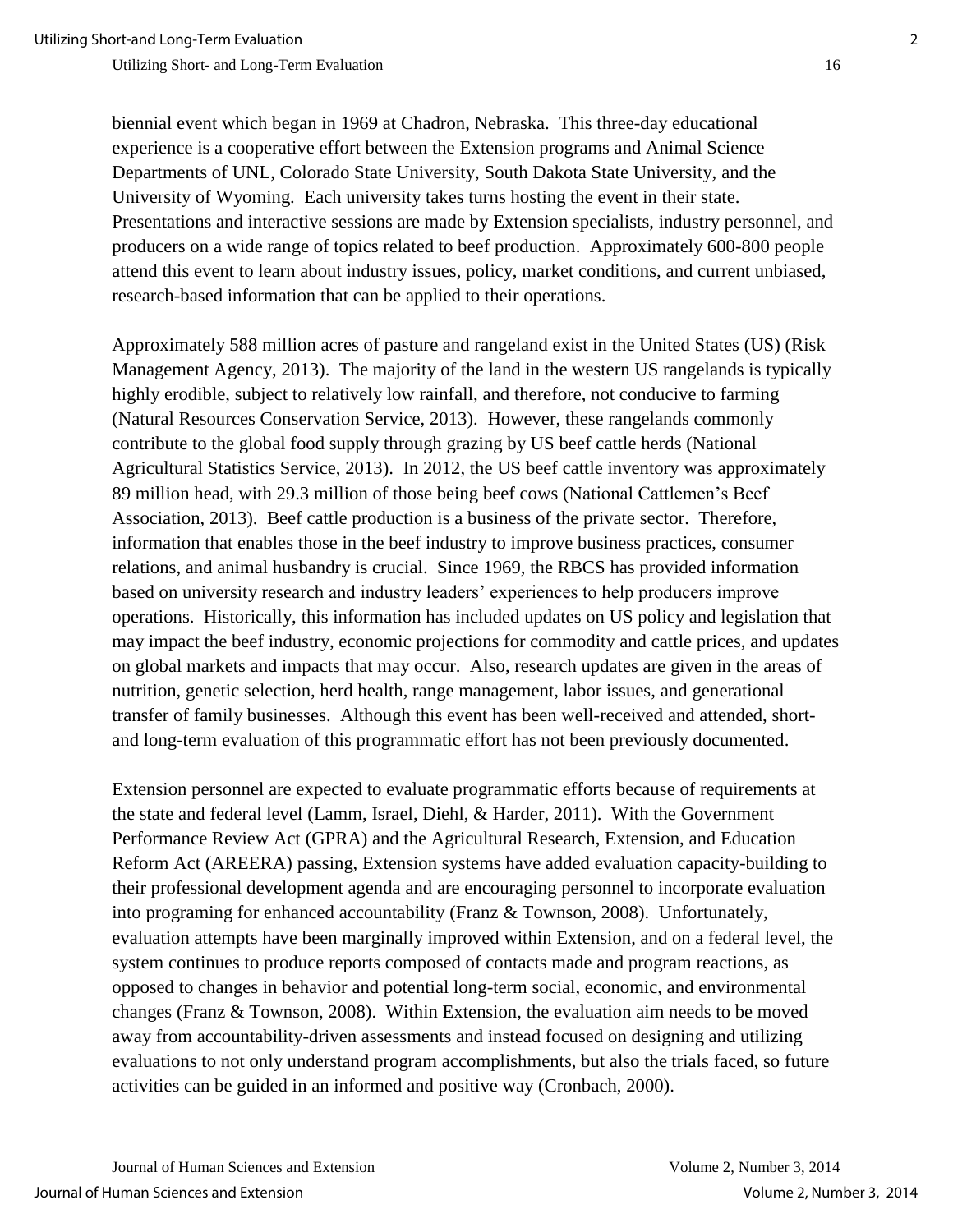biennial event which began in 1969 at Chadron, Nebraska. This three-day educational experience is a cooperative effort between the Extension programs and Animal Science Departments of UNL, Colorado State University, South Dakota State University, and the University of Wyoming. Each university takes turns hosting the event in their state. Presentations and interactive sessions are made by Extension specialists, industry personnel, and producers on a wide range of topics related to beef production. Approximately 600-800 people attend this event to learn about industry issues, policy, market conditions, and current unbiased, research-based information that can be applied to their operations.

Approximately 588 million acres of pasture and rangeland exist in the United States (US) (Risk Management Agency, 2013). The majority of the land in the western US rangelands is typically highly erodible, subject to relatively low rainfall, and therefore, not conducive to farming (Natural Resources Conservation Service, 2013). However, these rangelands commonly contribute to the global food supply through grazing by US beef cattle herds (National Agricultural Statistics Service, 2013). In 2012, the US beef cattle inventory was approximately 89 million head, with 29.3 million of those being beef cows (National Cattlemen's Beef Association, 2013). Beef cattle production is a business of the private sector. Therefore, information that enables those in the beef industry to improve business practices, consumer relations, and animal husbandry is crucial. Since 1969, the RBCS has provided information based on university research and industry leaders' experiences to help producers improve operations. Historically, this information has included updates on US policy and legislation that may impact the beef industry, economic projections for commodity and cattle prices, and updates on global markets and impacts that may occur. Also, research updates are given in the areas of nutrition, genetic selection, herd health, range management, labor issues, and generational transfer of family businesses. Although this event has been well-received and attended, short- and long-term evaluation of this programmatic effort has not been previously documented.

Extension personnel are expected to evaluate programmatic efforts because of requirements at the state and federal level (Lamm, Israel, Diehl, & Harder, 2011). With the Government Performance Review Act (GPRA) and the Agricultural Research, Extension, and Education Reform Act (AREERA) passing, Extension systems have added evaluation capacity-building to their professional development agenda and are encouraging personnel to incorporate evaluation into programing for enhanced accountability (Franz & Townson, 2008). Unfortunately, evaluation attempts have been marginally improved within Extension, and on a federal level, the system continues to produce reports composed of contacts made and program reactions, as opposed to changes in behavior and potential long-term social, economic, and environmental changes (Franz & Townson, 2008). Within Extension, the evaluation aim needs to be moved away from accountability-driven assessments and instead focused on designing and utilizing evaluations to not only understand program accomplishments, but also the trials faced, so future activities can be guided in an informed and positive way (Cronbach, 2000).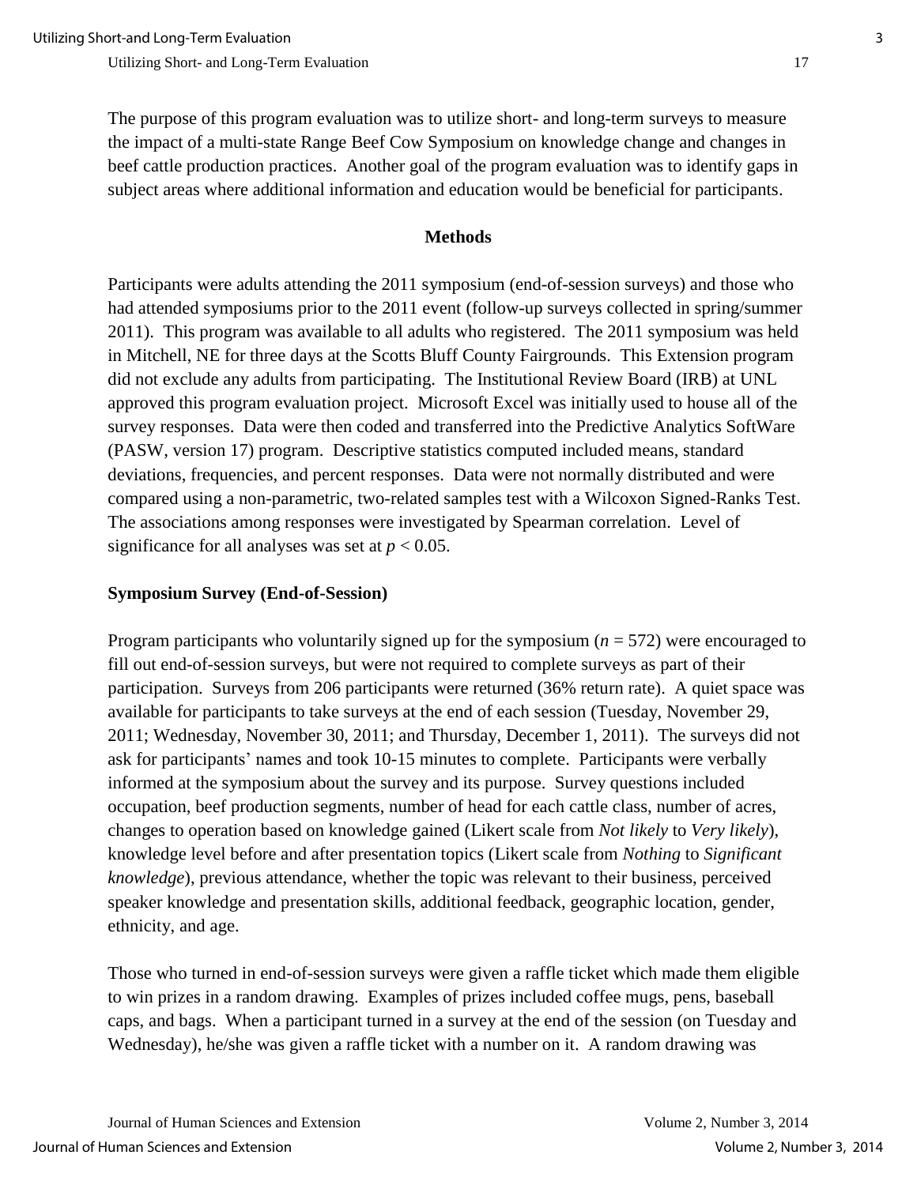The purpose of this program evaluation was to utilize short- and long-term surveys to measure the impact of a multi-state Range Beef Cow Symposium on knowledge change and changes in beef cattle production practices. Another goal of the program evaluation was to identify gaps in subject areas where additional information and education would be beneficial for participants.

## Methods

Participants were adults attending the 2011 symposium (end-of-session surveys) and those who had attended symposiums prior to the 2011 event (follow-up surveys collected in spring/summer 2011). This program was available to all adults who registered. The 2011 symposium was held in Mitchell, NE for three days at the Scotts Bluff County Fairgrounds. This Extension program did not exclude any adults from participating. The Institutional Review Board (IRB) at UNL approved this program evaluation project. Microsoft Excel was initially used to house all of the survey responses. Data were then coded and transferred into the Predictive Analytics SoftWare (PASW, version 17) program. Descriptive statistics computed included means, standard deviations, frequencies, and percent responses. Data were not normally distributed and were compared using a non-parametric, two-related samples test with a Wilcoxon Signed-Ranks Test. The associations among responses were investigated by Spearman correlation. Level of significance for all analyses was set at $p < 0.05$.

### Symposium Survey (End-of-Session)

Program participants who voluntarily signed up for the symposium ($n = 572$) were encouraged to fill out end-of-session surveys, but were not required to complete surveys as part of their participation. Surveys from 206 participants were returned (36% return rate). A quiet space was available for participants to take surveys at the end of each session (Tuesday, November 29, 2011; Wednesday, November 30, 2011; and Thursday, December 1, 2011). The surveys did not ask for participants' names and took 10-15 minutes to complete. Participants were verbally informed at the symposium about the survey and its purpose. Survey questions included occupation, beef production segments, number of head for each cattle class, number of acres, changes to operation based on knowledge gained (Likert scale from *Not likely* to *Very likely*), knowledge level before and after presentation topics (Likert scale from *Nothing* to *Significant knowledge*), previous attendance, whether the topic was relevant to their business, perceived speaker knowledge and presentation skills, additional feedback, geographic location, gender, ethnicity, and age.

Those who turned in end-of-session surveys were given a raffle ticket which made them eligible to win prizes in a random drawing. Examples of prizes included coffee mugs, pens, baseball caps, and bags. When a participant turned in a survey at the end of the session (on Tuesday and Wednesday), he/she was given a raffle ticket with a number on it. A random drawing was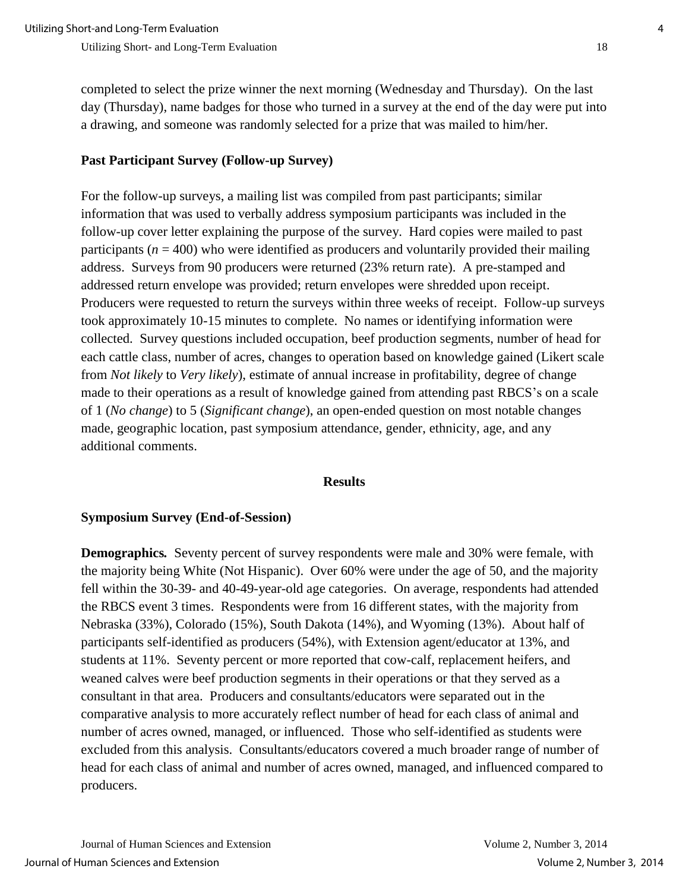completed to select the prize winner the next morning (Wednesday and Thursday). On the last day (Thursday), name badges for those who turned in a survey at the end of the day were put into a drawing, and someone was randomly selected for a prize that was mailed to him/her.

### Past Participant Survey (Follow-up Survey)

For the follow-up surveys, a mailing list was compiled from past participants; similar information that was used to verbally address symposium participants was included in the follow-up cover letter explaining the purpose of the survey. Hard copies were mailed to past participants ($n$ = 400) who were identified as producers and voluntarily provided their mailing address. Surveys from 90 producers were returned (23% return rate). A pre-stamped and addressed return envelope was provided; return envelopes were shredded upon receipt. Producers were requested to return the surveys within three weeks of receipt. Follow-up surveys took approximately 10-15 minutes to complete. No names or identifying information were collected. Survey questions included occupation, beef production segments, number of head for each cattle class, number of acres, changes to operation based on knowledge gained (Likert scale from *Not likely* to *Very likely*), estimate of annual increase in profitability, degree of change made to their operations as a result of knowledge gained from attending past RBCS's on a scale of 1 (*No change*) to 5 (*Significant change*), an open-ended question on most notable changes made, geographic location, past symposium attendance, gender, ethnicity, age, and any additional comments.

## Results

### Symposium Survey (End-of-Session)

**Demographics.** Seventy percent of survey respondents were male and 30% were female, with the majority being White (Not Hispanic). Over 60% were under the age of 50, and the majority fell within the 30-39- and 40-49-year-old age categories. On average, respondents had attended the RBCS event 3 times. Respondents were from 16 different states, with the majority from Nebraska (33%), Colorado (15%), South Dakota (14%), and Wyoming (13%). About half of participants self-identified as producers (54%), with Extension agent/educator at 13%, and students at 11%. Seventy percent or more reported that cow-calf, replacement heifers, and weaned calves were beef production segments in their operations or that they served as a consultant in that area. Producers and consultants/educators were separated out in the comparative analysis to more accurately reflect number of head for each class of animal and number of acres owned, managed, or influenced. Those who self-identified as students were excluded from this analysis. Consultants/educators covered a much broader range of number of head for each class of animal and number of acres owned, managed, and influenced compared to producers.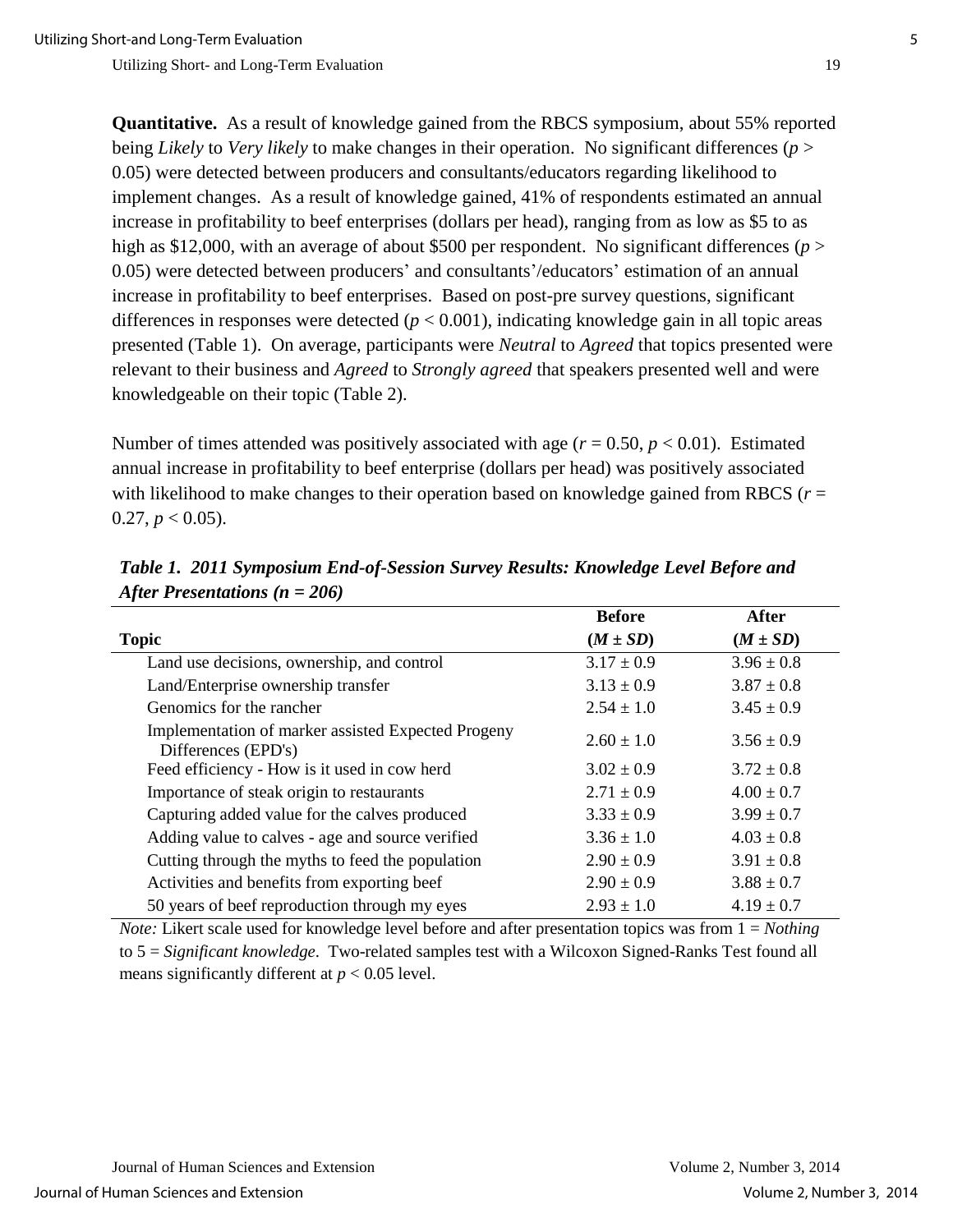**Quantitative.** As a result of knowledge gained from the RBCS symposium, about 55% reported being *Likely* to *Very likely* to make changes in their operation. No significant differences ($p > 0.05$) were detected between producers and consultants/educators regarding likelihood to implement changes. As a result of knowledge gained, 41% of respondents estimated an annual increase in profitability to beef enterprises (dollars per head), ranging from as low as \$5 to as high as \$12,000, with an average of about \$500 per respondent. No significant differences ($p > 0.05$) were detected between producers' and consultants'/educators' estimation of an annual increase in profitability to beef enterprises. Based on post-pre survey questions, significant differences in responses were detected ($p < 0.001$), indicating knowledge gain in all topic areas presented (Table 1). On average, participants were *Neutral* to *Agreed* that topics presented were relevant to their business and *Agreed* to *Strongly agreed* that speakers presented well and were knowledgeable on their topic (Table 2).

Number of times attended was positively associated with age ($r = 0.50$, $p < 0.01$). Estimated annual increase in profitability to beef enterprise (dollars per head) was positively associated with likelihood to make changes to their operation based on knowledge gained from RBCS ($r = 0.27$, $p < 0.05$).

***Table 1. 2011 Symposium End-of-Session Survey Results: Knowledge Level Before and After Presentations (n = 206)***

| Topic | Before ($M \pm SD$) | After ($M \pm SD$) |
|---|---|---|
| Land use decisions, ownership, and control | 3.17 ± 0.9 | 3.96 ± 0.8 |
| Land/Enterprise ownership transfer | 3.13 ± 0.9 | 3.87 ± 0.8 |
| Genomics for the rancher | 2.54 ± 1.0 | 3.45 ± 0.9 |
| Implementation of marker assisted Expected Progeny Differences (EPD's) | 2.60 ± 1.0 | 3.56 ± 0.9 |
| Feed efficiency - How is it used in cow herd | 3.02 ± 0.9 | 3.72 ± 0.8 |
| Importance of steak origin to restaurants | 2.71 ± 0.9 | 4.00 ± 0.7 |
| Capturing added value for the calves produced | 3.33 ± 0.9 | 3.99 ± 0.7 |
| Adding value to calves - age and source verified | 3.36 ± 1.0 | 4.03 ± 0.8 |
| Cutting through the myths to feed the population | 2.90 ± 0.9 | 3.91 ± 0.8 |
| Activities and benefits from exporting beef | 2.90 ± 0.9 | 3.88 ± 0.7 |
| 50 years of beef reproduction through my eyes | 2.93 ± 1.0 | 4.19 ± 0.7 |

*Note:* Likert scale used for knowledge level before and after presentation topics was from 1 = *Nothing* to 5 = *Significant knowledge*. Two-related samples test with a Wilcoxon Signed-Ranks Test found all means significantly different at $p < 0.05$ level.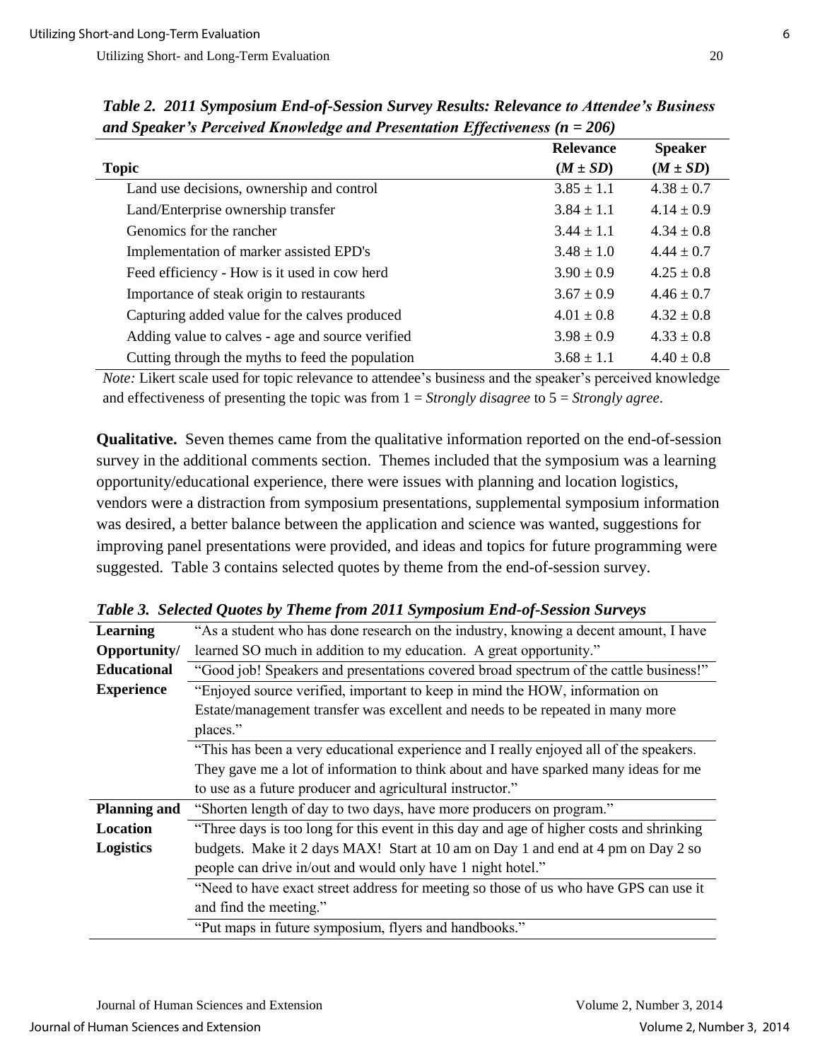***Table 2. 2011 Symposium End-of-Session Survey Results: Relevance to Attendee's Business and Speaker's Perceived Knowledge and Presentation Effectiveness (n = 206)***

| Topic | Relevance ($M \pm SD$) | Speaker ($M \pm SD$) |
|---|---|---|
| Land use decisions, ownership and control | 3.85 ± 1.1 | 4.38 ± 0.7 |
| Land/Enterprise ownership transfer | 3.84 ± 1.1 | 4.14 ± 0.9 |
| Genomics for the rancher | 3.44 ± 1.1 | 4.34 ± 0.8 |
| Implementation of marker assisted EPD's | 3.48 ± 1.0 | 4.44 ± 0.7 |
| Feed efficiency - How is it used in cow herd | 3.90 ± 0.9 | 4.25 ± 0.8 |
| Importance of steak origin to restaurants | 3.67 ± 0.9 | 4.46 ± 0.7 |
| Capturing added value for the calves produced | 4.01 ± 0.8 | 4.32 ± 0.8 |
| Adding value to calves - age and source verified | 3.98 ± 0.9 | 4.33 ± 0.8 |
| Cutting through the myths to feed the population | 3.68 ± 1.1 | 4.40 ± 0.8 |

*Note:* Likert scale used for topic relevance to attendee's business and the speaker's perceived knowledge and effectiveness of presenting the topic was from 1 = *Strongly disagree* to 5 = *Strongly agree*.

**Qualitative.** Seven themes came from the qualitative information reported on the end-of-session survey in the additional comments section. Themes included that the symposium was a learning opportunity/educational experience, there were issues with planning and location logistics, vendors were a distraction from symposium presentations, supplemental symposium information was desired, a better balance between the application and science was wanted, suggestions for improving panel presentations were provided, and ideas and topics for future programming were suggested. Table 3 contains selected quotes by theme from the end-of-session survey.

***Table 3. Selected Quotes by Theme from 2011 Symposium End-of-Session Surveys***

| | |
|---|---|
| **Learning Opportunity/ Educational Experience** | "As a student who has done research on the industry, knowing a decent amount, I have learned SO much in addition to my education. A great opportunity." |
| | "Good job! Speakers and presentations covered broad spectrum of the cattle business!" |
| | "Enjoyed source verified, important to keep in mind the HOW, information on Estate/management transfer was excellent and needs to be repeated in many more places." |
| | "This has been a very educational experience and I really enjoyed all of the speakers. They gave me a lot of information to think about and have sparked many ideas for me to use as a future producer and agricultural instructor." |
| **Planning and Location Logistics** | "Shorten length of day to two days, have more producers on program." |
| | "Three days is too long for this event in this day and age of higher costs and shrinking budgets. Make it 2 days MAX! Start at 10 am on Day 1 and end at 4 pm on Day 2 so people can drive in/out and would only have 1 night hotel." |
| | "Need to have exact street address for meeting so those of us who have GPS can use it and find the meeting." |
| | "Put maps in future symposium, flyers and handbooks." |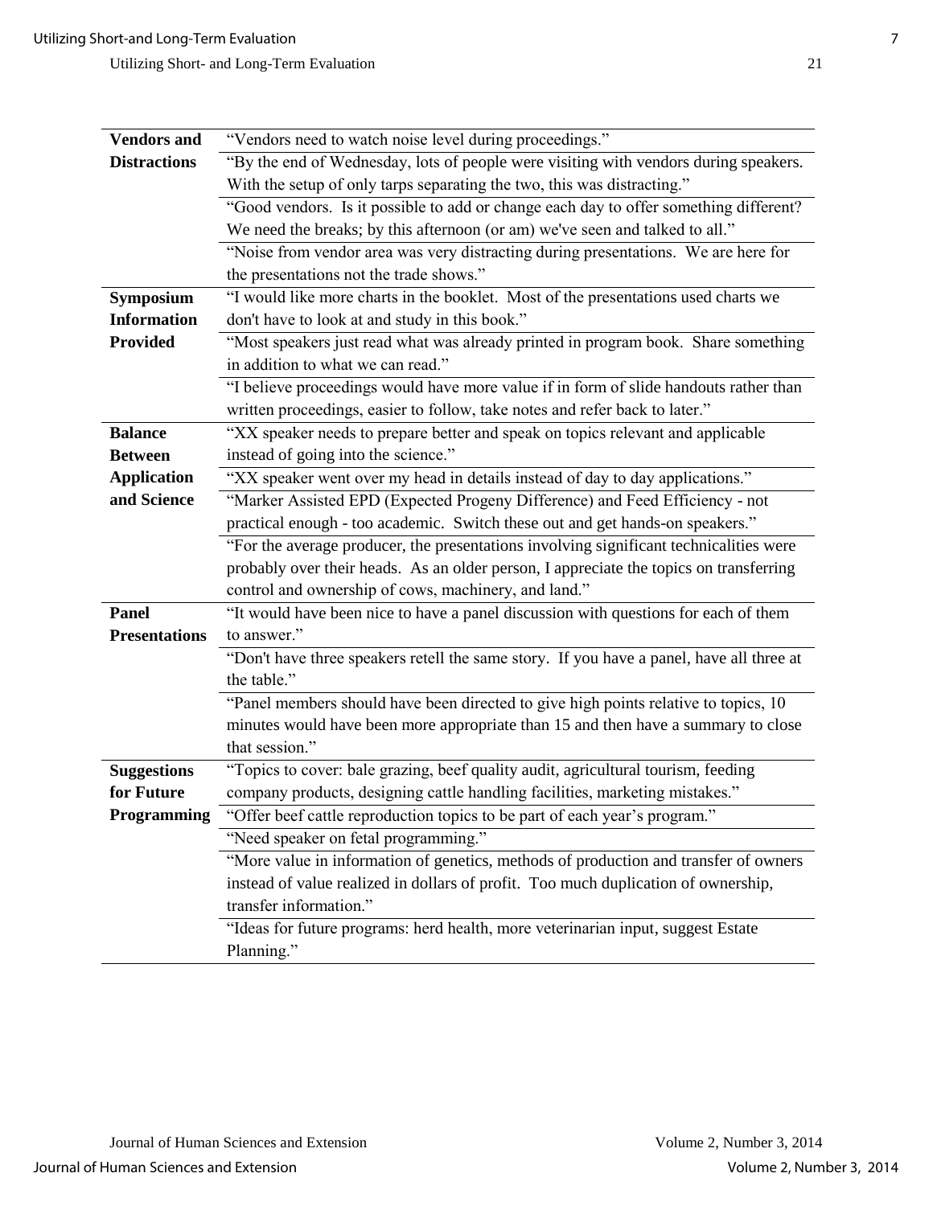| | |
|---|---|
| **Vendors and Distractions** | "Vendors need to watch noise level during proceedings." |
| | "By the end of Wednesday, lots of people were visiting with vendors during speakers. With the setup of only tarps separating the two, this was distracting." |
| | "Good vendors. Is it possible to add or change each day to offer something different? We need the breaks; by this afternoon (or am) we've seen and talked to all." |
| | "Noise from vendor area was very distracting during presentations. We are here for the presentations not the trade shows." |
| **Symposium Information Provided** | "I would like more charts in the booklet. Most of the presentations used charts we don't have to look at and study in this book." |
| | "Most speakers just read what was already printed in program book. Share something in addition to what we can read." |
| | "I believe proceedings would have more value if in form of slide handouts rather than written proceedings, easier to follow, take notes and refer back to later." |
| **Balance Between Application and Science** | "XX speaker needs to prepare better and speak on topics relevant and applicable instead of going into the science." |
| | "XX speaker went over my head in details instead of day to day applications." |
| | "Marker Assisted EPD (Expected Progeny Difference) and Feed Efficiency - not practical enough - too academic. Switch these out and get hands-on speakers." |
| | "For the average producer, the presentations involving significant technicalities were probably over their heads. As an older person, I appreciate the topics on transferring control and ownership of cows, machinery, and land." |
| **Panel Presentations** | "It would have been nice to have a panel discussion with questions for each of them to answer." |
| | "Don't have three speakers retell the same story. If you have a panel, have all three at the table." |
| | "Panel members should have been directed to give high points relative to topics, 10 minutes would have been more appropriate than 15 and then have a summary to close that session." |
| **Suggestions for Future Programming** | "Topics to cover: bale grazing, beef quality audit, agricultural tourism, feeding company products, designing cattle handling facilities, marketing mistakes." |
| | "Offer beef cattle reproduction topics to be part of each year's program." |
| | "Need speaker on fetal programming." |
| | "More value in information of genetics, methods of production and transfer of owners instead of value realized in dollars of profit. Too much duplication of ownership, transfer information." |
| | "Ideas for future programs: herd health, more veterinarian input, suggest Estate Planning." |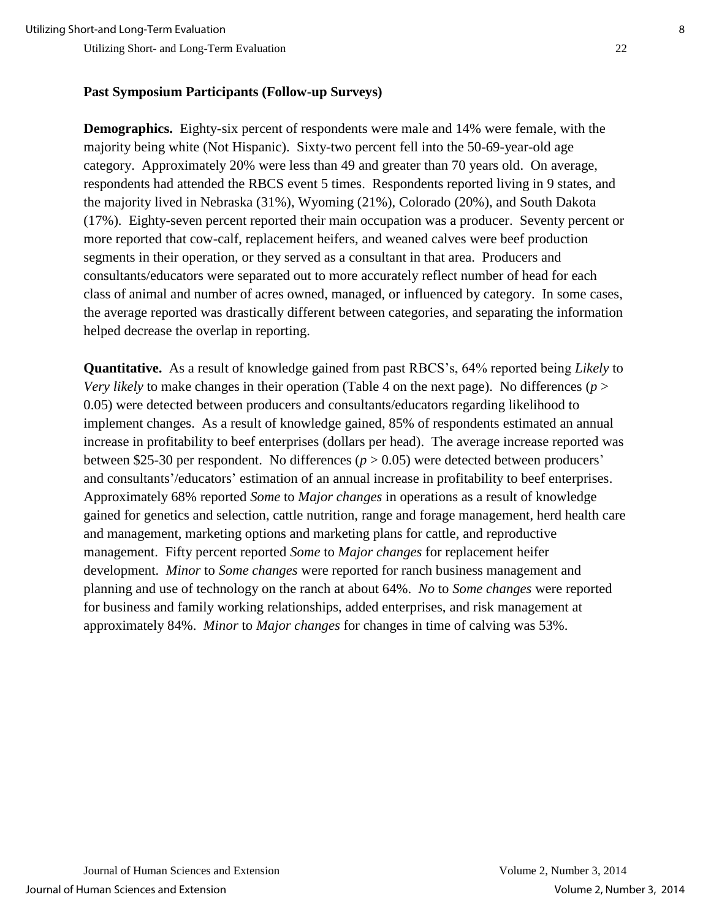**Past Symposium Participants (Follow-up Surveys)**

**Demographics.** Eighty-six percent of respondents were male and 14% were female, with the majority being white (Not Hispanic). Sixty-two percent fell into the 50-69-year-old age category. Approximately 20% were less than 49 and greater than 70 years old. On average, respondents had attended the RBCS event 5 times. Respondents reported living in 9 states, and the majority lived in Nebraska (31%), Wyoming (21%), Colorado (20%), and South Dakota (17%). Eighty-seven percent reported their main occupation was a producer. Seventy percent or more reported that cow-calf, replacement heifers, and weaned calves were beef production segments in their operation, or they served as a consultant in that area. Producers and consultants/educators were separated out to more accurately reflect number of head for each class of animal and number of acres owned, managed, or influenced by category. In some cases, the average reported was drastically different between categories, and separating the information helped decrease the overlap in reporting.

**Quantitative.** As a result of knowledge gained from past RBCS's, 64% reported being *Likely* to *Very likely* to make changes in their operation (Table 4 on the next page). No differences ($p > 0.05$) were detected between producers and consultants/educators regarding likelihood to implement changes. As a result of knowledge gained, 85% of respondents estimated an annual increase in profitability to beef enterprises (dollars per head). The average increase reported was between \$25-30 per respondent. No differences ($p > 0.05$) were detected between producers' and consultants'/educators' estimation of an annual increase in profitability to beef enterprises. Approximately 68% reported *Some* to *Major changes* in operations as a result of knowledge gained for genetics and selection, cattle nutrition, range and forage management, herd health care and management, marketing options and marketing plans for cattle, and reproductive management. Fifty percent reported *Some* to *Major changes* for replacement heifer development. *Minor* to *Some changes* were reported for ranch business management and planning and use of technology on the ranch at about 64%. *No* to *Some changes* were reported for business and family working relationships, added enterprises, and risk management at approximately 84%. *Minor* to *Major changes* for changes in time of calving was 53%.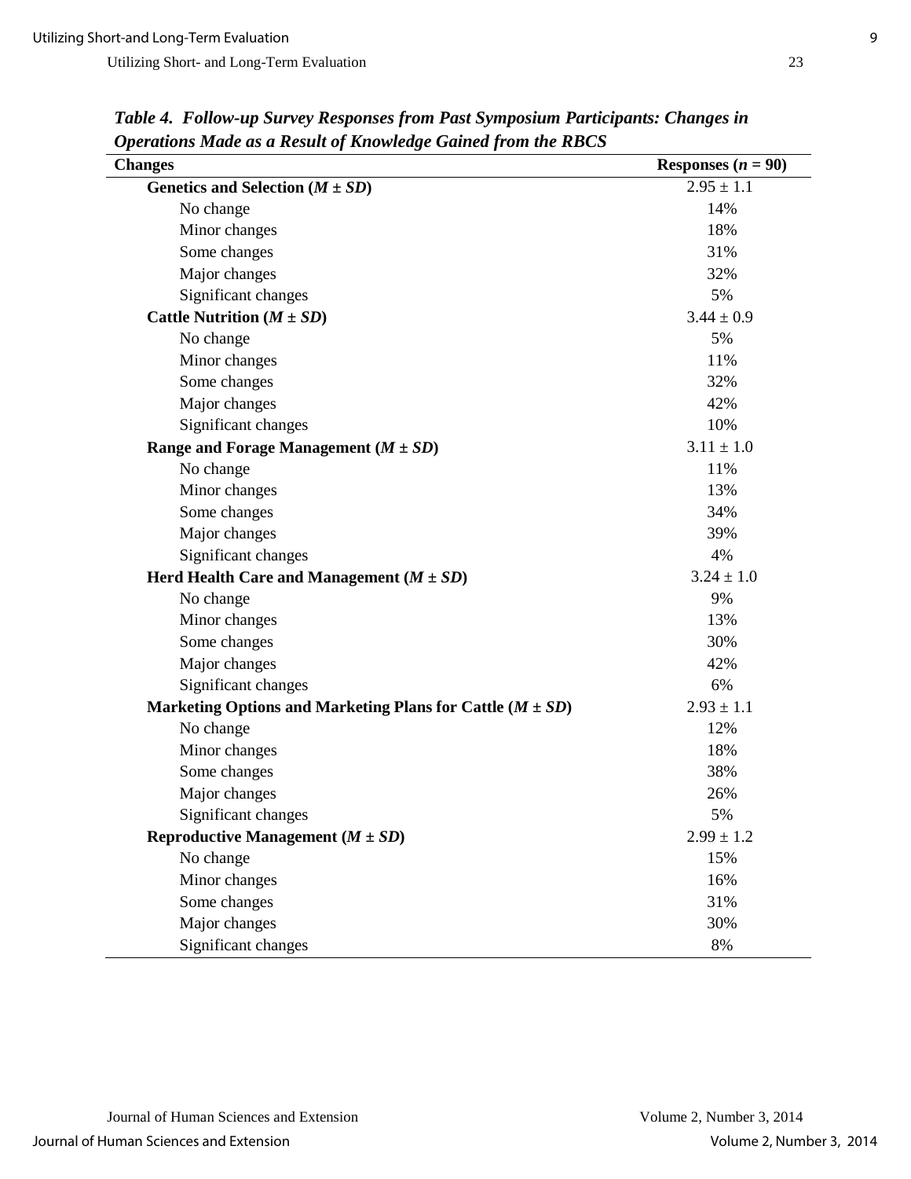***Table 4. Follow-up Survey Responses from Past Symposium Participants: Changes in Operations Made as a Result of Knowledge Gained from the RBCS***

| **Changes** | **Responses ($n$ = 90)** |
|---|---|
| **Genetics and Selection ($M \pm SD$)** | $2.95 \pm 1.1$ |
| No change | 14% |
| Minor changes | 18% |
| Some changes | 31% |
| Major changes | 32% |
| Significant changes | 5% |
| **Cattle Nutrition ($M \pm SD$)** | $3.44 \pm 0.9$ |
| No change | 5% |
| Minor changes | 11% |
| Some changes | 32% |
| Major changes | 42% |
| Significant changes | 10% |
| **Range and Forage Management ($M \pm SD$)** | $3.11 \pm 1.0$ |
| No change | 11% |
| Minor changes | 13% |
| Some changes | 34% |
| Major changes | 39% |
| Significant changes | 4% |
| **Herd Health Care and Management ($M \pm SD$)** | $3.24 \pm 1.0$ |
| No change | 9% |
| Minor changes | 13% |
| Some changes | 30% |
| Major changes | 42% |
| Significant changes | 6% |
| **Marketing Options and Marketing Plans for Cattle ($M \pm SD$)** | $2.93 \pm 1.1$ |
| No change | 12% |
| Minor changes | 18% |
| Some changes | 38% |
| Major changes | 26% |
| Significant changes | 5% |
| **Reproductive Management ($M \pm SD$)** | $2.99 \pm 1.2$ |
| No change | 15% |
| Minor changes | 16% |
| Some changes | 31% |
| Major changes | 30% |
| Significant changes | 8% |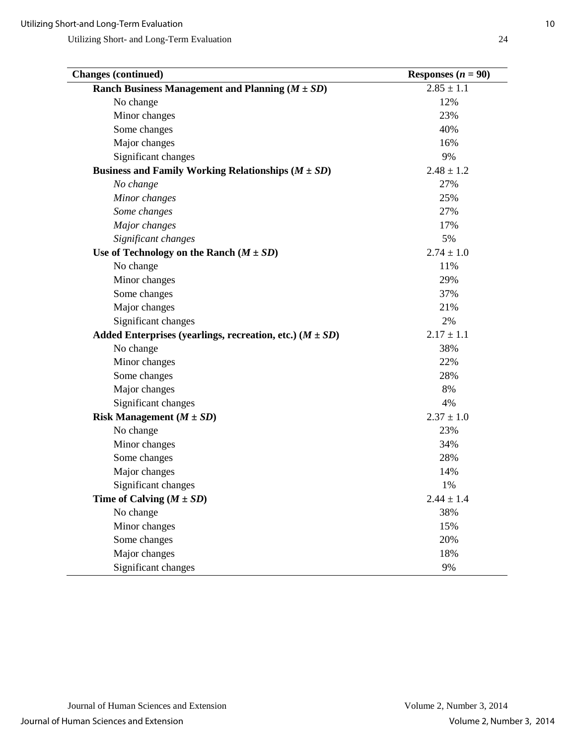| Changes (continued) | Responses ($n$ = 90) |
|---|---|
| **Ranch Business Management and Planning ($M \pm SD$)** | 2.85 ± 1.1 |
| No change | 12% |
| Minor changes | 23% |
| Some changes | 40% |
| Major changes | 16% |
| Significant changes | 9% |
| **Business and Family Working Relationships ($M \pm SD$)** | 2.48 ± 1.2 |
| *No change* | 27% |
| *Minor changes* | 25% |
| *Some changes* | 27% |
| *Major changes* | 17% |
| *Significant changes* | 5% |
| **Use of Technology on the Ranch ($M \pm SD$)** | 2.74 ± 1.0 |
| No change | 11% |
| Minor changes | 29% |
| Some changes | 37% |
| Major changes | 21% |
| Significant changes | 2% |
| **Added Enterprises (yearlings, recreation, etc.) ($M \pm SD$)** | 2.17 ± 1.1 |
| No change | 38% |
| Minor changes | 22% |
| Some changes | 28% |
| Major changes | 8% |
| Significant changes | 4% |
| **Risk Management ($M \pm SD$)** | 2.37 ± 1.0 |
| No change | 23% |
| Minor changes | 34% |
| Some changes | 28% |
| Major changes | 14% |
| Significant changes | 1% |
| **Time of Calving ($M \pm SD$)** | 2.44 ± 1.4 |
| No change | 38% |
| Minor changes | 15% |
| Some changes | 20% |
| Major changes | 18% |
| Significant changes | 9% |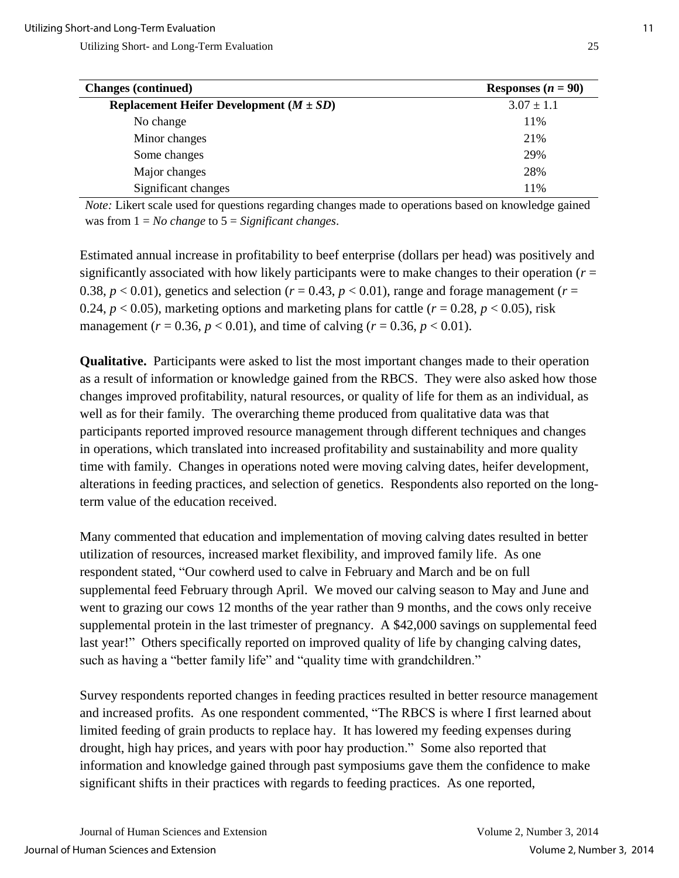| **Changes (continued)** | **Responses ($n$ = 90)** |
|---|---|
| **Replacement Heifer Development ($M \pm SD$)** | $3.07 \pm 1.1$ |
| No change | 11% |
| Minor changes | 21% |
| Some changes | 29% |
| Major changes | 28% |
| Significant changes | 11% |

*Note:* Likert scale used for questions regarding changes made to operations based on knowledge gained was from 1 = *No change* to 5 = *Significant changes*.

Estimated annual increase in profitability to beef enterprise (dollars per head) was positively and significantly associated with how likely participants were to make changes to their operation ($r$ = 0.38, $p < 0.01$), genetics and selection ($r$ = 0.43, $p < 0.01$), range and forage management ($r$ = 0.24, $p < 0.05$), marketing options and marketing plans for cattle ($r$ = 0.28, $p < 0.05$), risk management ($r$ = 0.36, $p < 0.01$), and time of calving ($r$ = 0.36, $p < 0.01$).

**Qualitative.** Participants were asked to list the most important changes made to their operation as a result of information or knowledge gained from the RBCS. They were also asked how those changes improved profitability, natural resources, or quality of life for them as an individual, as well as for their family. The overarching theme produced from qualitative data was that participants reported improved resource management through different techniques and changes in operations, which translated into increased profitability and sustainability and more quality time with family. Changes in operations noted were moving calving dates, heifer development, alterations in feeding practices, and selection of genetics. Respondents also reported on the long-term value of the education received.

Many commented that education and implementation of moving calving dates resulted in better utilization of resources, increased market flexibility, and improved family life. As one respondent stated, "Our cowherd used to calve in February and March and be on full supplemental feed February through April. We moved our calving season to May and June and went to grazing our cows 12 months of the year rather than 9 months, and the cows only receive supplemental protein in the last trimester of pregnancy. A $42,000 savings on supplemental feed last year!" Others specifically reported on improved quality of life by changing calving dates, such as having a "better family life" and "quality time with grandchildren."

Survey respondents reported changes in feeding practices resulted in better resource management and increased profits. As one respondent commented, "The RBCS is where I first learned about limited feeding of grain products to replace hay. It has lowered my feeding expenses during drought, high hay prices, and years with poor hay production." Some also reported that information and knowledge gained through past symposiums gave them the confidence to make significant shifts in their practices with regards to feeding practices. As one reported,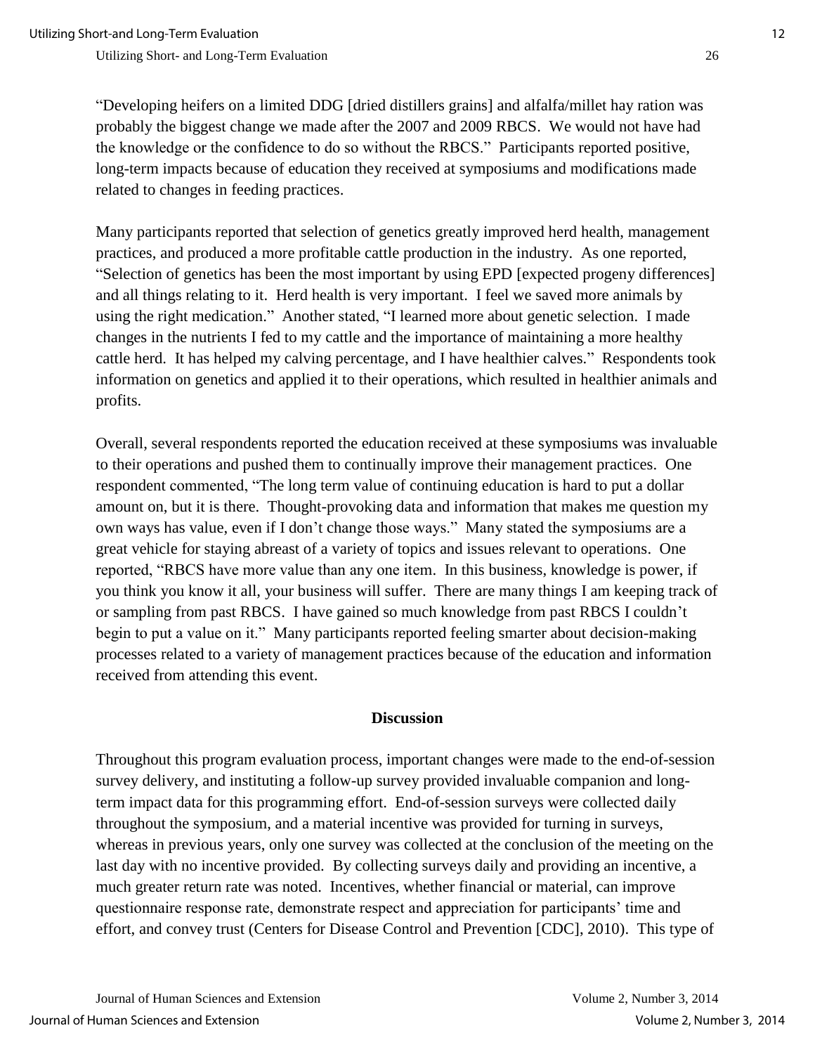"Developing heifers on a limited DDG [dried distillers grains] and alfalfa/millet hay ration was probably the biggest change we made after the 2007 and 2009 RBCS. We would not have had the knowledge or the confidence to do so without the RBCS." Participants reported positive, long-term impacts because of education they received at symposiums and modifications made related to changes in feeding practices.

Many participants reported that selection of genetics greatly improved herd health, management practices, and produced a more profitable cattle production in the industry. As one reported, "Selection of genetics has been the most important by using EPD [expected progeny differences] and all things relating to it. Herd health is very important. I feel we saved more animals by using the right medication." Another stated, "I learned more about genetic selection. I made changes in the nutrients I fed to my cattle and the importance of maintaining a more healthy cattle herd. It has helped my calving percentage, and I have healthier calves." Respondents took information on genetics and applied it to their operations, which resulted in healthier animals and profits.

Overall, several respondents reported the education received at these symposiums was invaluable to their operations and pushed them to continually improve their management practices. One respondent commented, "The long term value of continuing education is hard to put a dollar amount on, but it is there. Thought-provoking data and information that makes me question my own ways has value, even if I don't change those ways." Many stated the symposiums are a great vehicle for staying abreast of a variety of topics and issues relevant to operations. One reported, "RBCS have more value than any one item. In this business, knowledge is power, if you think you know it all, your business will suffer. There are many things I am keeping track of or sampling from past RBCS. I have gained so much knowledge from past RBCS I couldn't begin to put a value on it." Many participants reported feeling smarter about decision-making processes related to a variety of management practices because of the education and information received from attending this event.

## Discussion

Throughout this program evaluation process, important changes were made to the end-of-session survey delivery, and instituting a follow-up survey provided invaluable companion and long-term impact data for this programming effort. End-of-session surveys were collected daily throughout the symposium, and a material incentive was provided for turning in surveys, whereas in previous years, only one survey was collected at the conclusion of the meeting on the last day with no incentive provided. By collecting surveys daily and providing an incentive, a much greater return rate was noted. Incentives, whether financial or material, can improve questionnaire response rate, demonstrate respect and appreciation for participants' time and effort, and convey trust (Centers for Disease Control and Prevention [CDC], 2010). This type of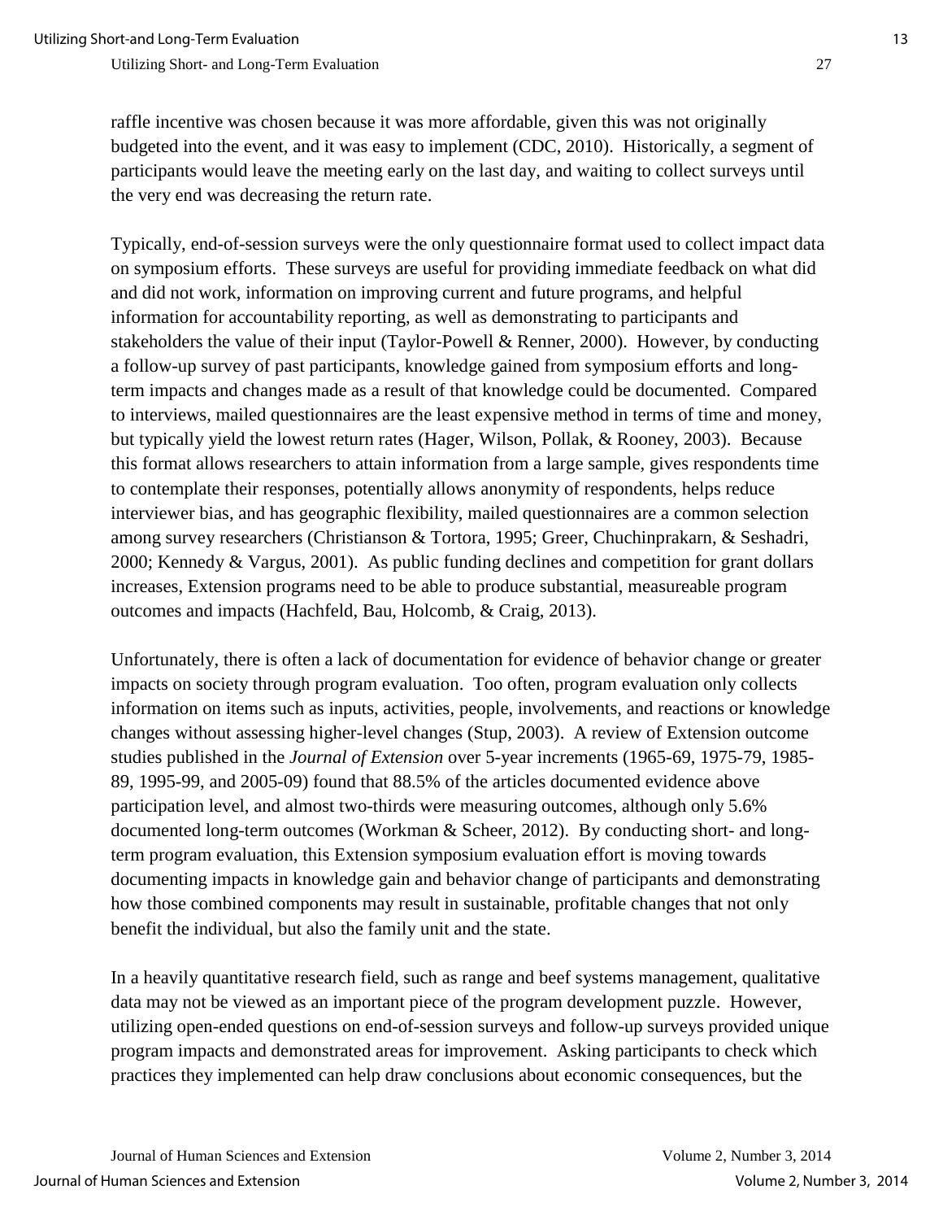raffle incentive was chosen because it was more affordable, given this was not originally budgeted into the event, and it was easy to implement (CDC, 2010). Historically, a segment of participants would leave the meeting early on the last day, and waiting to collect surveys until the very end was decreasing the return rate.

Typically, end-of-session surveys were the only questionnaire format used to collect impact data on symposium efforts. These surveys are useful for providing immediate feedback on what did and did not work, information on improving current and future programs, and helpful information for accountability reporting, as well as demonstrating to participants and stakeholders the value of their input (Taylor-Powell & Renner, 2000). However, by conducting a follow-up survey of past participants, knowledge gained from symposium efforts and long-term impacts and changes made as a result of that knowledge could be documented. Compared to interviews, mailed questionnaires are the least expensive method in terms of time and money, but typically yield the lowest return rates (Hager, Wilson, Pollak, & Rooney, 2003). Because this format allows researchers to attain information from a large sample, gives respondents time to contemplate their responses, potentially allows anonymity of respondents, helps reduce interviewer bias, and has geographic flexibility, mailed questionnaires are a common selection among survey researchers (Christianson & Tortora, 1995; Greer, Chuchinprakarn, & Seshadri, 2000; Kennedy & Vargus, 2001). As public funding declines and competition for grant dollars increases, Extension programs need to be able to produce substantial, measureable program outcomes and impacts (Hachfeld, Bau, Holcomb, & Craig, 2013).

Unfortunately, there is often a lack of documentation for evidence of behavior change or greater impacts on society through program evaluation. Too often, program evaluation only collects information on items such as inputs, activities, people, involvements, and reactions or knowledge changes without assessing higher-level changes (Stup, 2003). A review of Extension outcome studies published in the *Journal of Extension* over 5-year increments (1965-69, 1975-79, 1985-89, 1995-99, and 2005-09) found that 88.5% of the articles documented evidence above participation level, and almost two-thirds were measuring outcomes, although only 5.6% documented long-term outcomes (Workman & Scheer, 2012). By conducting short- and long-term program evaluation, this Extension symposium evaluation effort is moving towards documenting impacts in knowledge gain and behavior change of participants and demonstrating how those combined components may result in sustainable, profitable changes that not only benefit the individual, but also the family unit and the state.

In a heavily quantitative research field, such as range and beef systems management, qualitative data may not be viewed as an important piece of the program development puzzle. However, utilizing open-ended questions on end-of-session surveys and follow-up surveys provided unique program impacts and demonstrated areas for improvement. Asking participants to check which practices they implemented can help draw conclusions about economic consequences, but the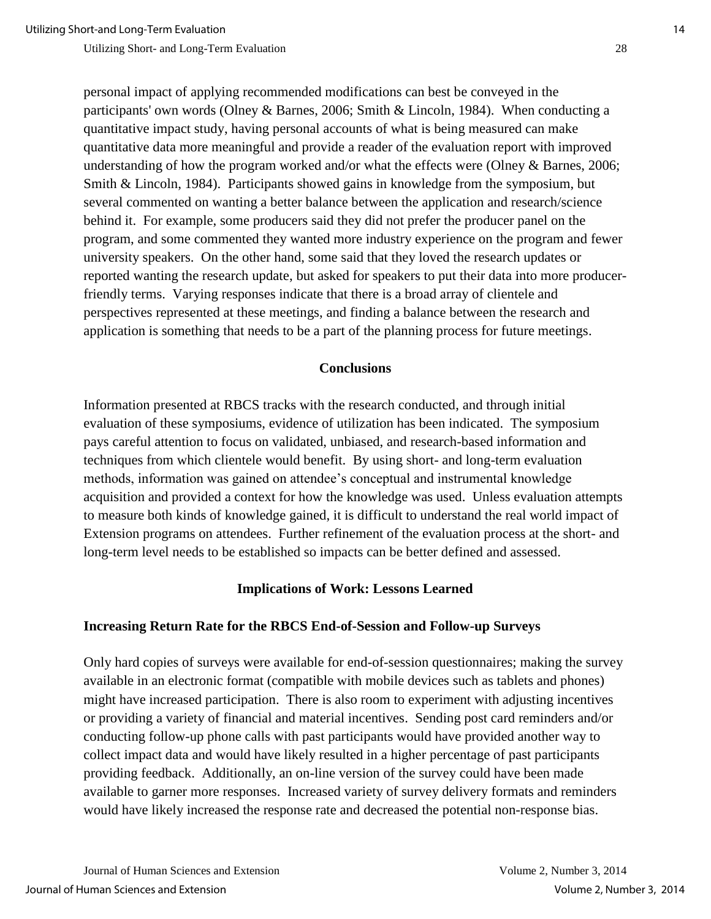personal impact of applying recommended modifications can best be conveyed in the participants' own words (Olney & Barnes, 2006; Smith & Lincoln, 1984). When conducting a quantitative impact study, having personal accounts of what is being measured can make quantitative data more meaningful and provide a reader of the evaluation report with improved understanding of how the program worked and/or what the effects were (Olney & Barnes, 2006; Smith & Lincoln, 1984). Participants showed gains in knowledge from the symposium, but several commented on wanting a better balance between the application and research/science behind it. For example, some producers said they did not prefer the producer panel on the program, and some commented they wanted more industry experience on the program and fewer university speakers. On the other hand, some said that they loved the research updates or reported wanting the research update, but asked for speakers to put their data into more producer-friendly terms. Varying responses indicate that there is a broad array of clientele and perspectives represented at these meetings, and finding a balance between the research and application is something that needs to be a part of the planning process for future meetings.

## Conclusions

Information presented at RBCS tracks with the research conducted, and through initial evaluation of these symposiums, evidence of utilization has been indicated. The symposium pays careful attention to focus on validated, unbiased, and research-based information and techniques from which clientele would benefit. By using short- and long-term evaluation methods, information was gained on attendee's conceptual and instrumental knowledge acquisition and provided a context for how the knowledge was used. Unless evaluation attempts to measure both kinds of knowledge gained, it is difficult to understand the real world impact of Extension programs on attendees. Further refinement of the evaluation process at the short- and long-term level needs to be established so impacts can be better defined and assessed.

## Implications of Work: Lessons Learned

### Increasing Return Rate for the RBCS End-of-Session and Follow-up Surveys

Only hard copies of surveys were available for end-of-session questionnaires; making the survey available in an electronic format (compatible with mobile devices such as tablets and phones) might have increased participation. There is also room to experiment with adjusting incentives or providing a variety of financial and material incentives. Sending post card reminders and/or conducting follow-up phone calls with past participants would have provided another way to collect impact data and would have likely resulted in a higher percentage of past participants providing feedback. Additionally, an on-line version of the survey could have been made available to garner more responses. Increased variety of survey delivery formats and reminders would have likely increased the response rate and decreased the potential non-response bias.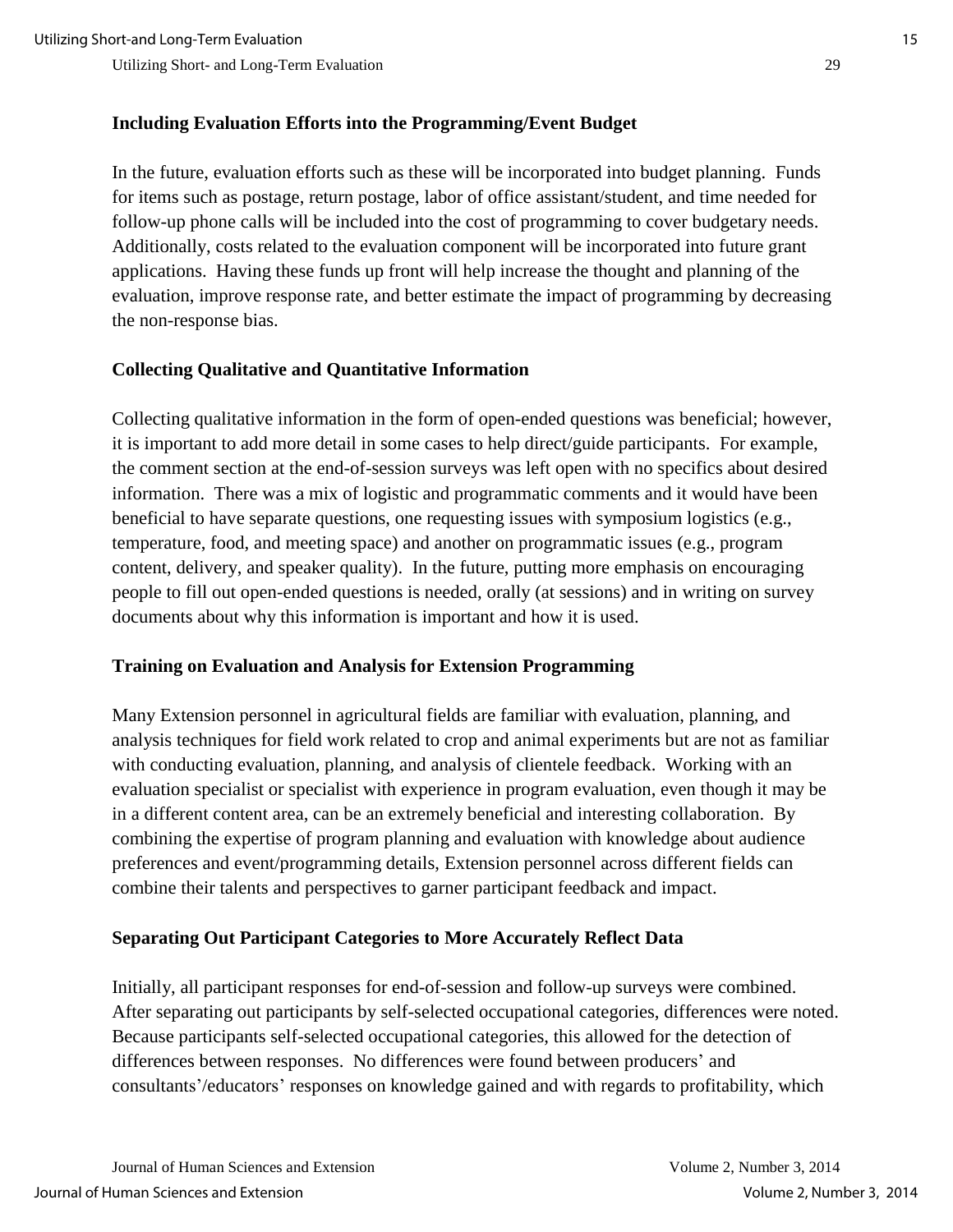### Including Evaluation Efforts into the Programming/Event Budget

In the future, evaluation efforts such as these will be incorporated into budget planning. Funds for items such as postage, return postage, labor of office assistant/student, and time needed for follow-up phone calls will be included into the cost of programming to cover budgetary needs. Additionally, costs related to the evaluation component will be incorporated into future grant applications. Having these funds up front will help increase the thought and planning of the evaluation, improve response rate, and better estimate the impact of programming by decreasing the non-response bias.

### Collecting Qualitative and Quantitative Information

Collecting qualitative information in the form of open-ended questions was beneficial; however, it is important to add more detail in some cases to help direct/guide participants. For example, the comment section at the end-of-session surveys was left open with no specifics about desired information. There was a mix of logistic and programmatic comments and it would have been beneficial to have separate questions, one requesting issues with symposium logistics (e.g., temperature, food, and meeting space) and another on programmatic issues (e.g., program content, delivery, and speaker quality). In the future, putting more emphasis on encouraging people to fill out open-ended questions is needed, orally (at sessions) and in writing on survey documents about why this information is important and how it is used.

### Training on Evaluation and Analysis for Extension Programming

Many Extension personnel in agricultural fields are familiar with evaluation, planning, and analysis techniques for field work related to crop and animal experiments but are not as familiar with conducting evaluation, planning, and analysis of clientele feedback. Working with an evaluation specialist or specialist with experience in program evaluation, even though it may be in a different content area, can be an extremely beneficial and interesting collaboration. By combining the expertise of program planning and evaluation with knowledge about audience preferences and event/programming details, Extension personnel across different fields can combine their talents and perspectives to garner participant feedback and impact.

### Separating Out Participant Categories to More Accurately Reflect Data

Initially, all participant responses for end-of-session and follow-up surveys were combined. After separating out participants by self-selected occupational categories, differences were noted. Because participants self-selected occupational categories, this allowed for the detection of differences between responses. No differences were found between producers' and consultants'/educators' responses on knowledge gained and with regards to profitability, which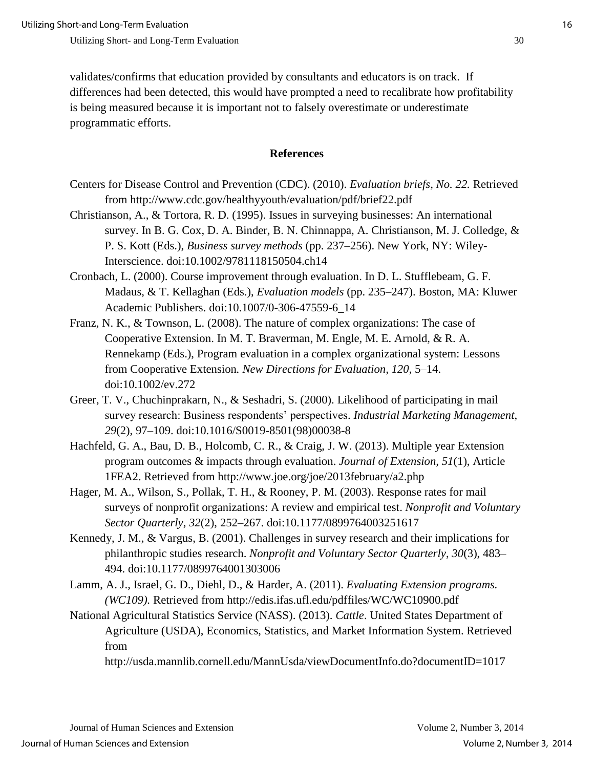validates/confirms that education provided by consultants and educators is on track. If differences had been detected, this would have prompted a need to recalibrate how profitability is being measured because it is important not to falsely overestimate or underestimate programmatic efforts.

## References

Centers for Disease Control and Prevention (CDC). (2010). *Evaluation briefs, No. 22.* Retrieved from http://www.cdc.gov/healthyyouth/evaluation/pdf/brief22.pdf

Christianson, A., & Tortora, R. D. (1995). Issues in surveying businesses: An international survey. In B. G. Cox, D. A. Binder, B. N. Chinnappa, A. Christianson, M. J. Colledge, & P. S. Kott (Eds.), *Business survey methods* (pp. 237–256). New York, NY: Wiley-Interscience. doi:10.1002/9781118150504.ch14

Cronbach, L. (2000). Course improvement through evaluation. In D. L. Stufflebeam, G. F. Madaus, & T. Kellaghan (Eds.), *Evaluation models* (pp. 235–247). Boston, MA: Kluwer Academic Publishers. doi:10.1007/0-306-47559-6_14

Franz, N. K., & Townson, L. (2008). The nature of complex organizations: The case of Cooperative Extension. In M. T. Braverman, M. Engle, M. E. Arnold, & R. A. Rennekamp (Eds.), Program evaluation in a complex organizational system: Lessons from Cooperative Extension. *New Directions for Evaluation, 120*, 5–14. doi:10.1002/ev.272

Greer, T. V., Chuchinprakarn, N., & Seshadri, S. (2000). Likelihood of participating in mail survey research: Business respondents' perspectives. *Industrial Marketing Management, 29*(2), 97–109. doi:10.1016/S0019-8501(98)00038-8

Hachfeld, G. A., Bau, D. B., Holcomb, C. R., & Craig, J. W. (2013). Multiple year Extension program outcomes & impacts through evaluation. *Journal of Extension*, *51*(1), Article 1FEA2. Retrieved from http://www.joe.org/joe/2013february/a2.php

Hager, M. A., Wilson, S., Pollak, T. H., & Rooney, P. M. (2003). Response rates for mail surveys of nonprofit organizations: A review and empirical test. *Nonprofit and Voluntary Sector Quarterly*, *32*(2), 252–267. doi:10.1177/0899764003251617

Kennedy, J. M., & Vargus, B. (2001). Challenges in survey research and their implications for philanthropic studies research. *Nonprofit and Voluntary Sector Quarterly*, *30*(3), 483–494. doi:10.1177/0899764001303006

Lamm, A. J., Israel, G. D., Diehl, D., & Harder, A. (2011). *Evaluating Extension programs. (WC109).* Retrieved from http://edis.ifas.ufl.edu/pdffiles/WC/WC10900.pdf

National Agricultural Statistics Service (NASS). (2013). *Cattle*. United States Department of Agriculture (USDA), Economics, Statistics, and Market Information System. Retrieved from http://usda.mannlib.cornell.edu/MannUsda/viewDocumentInfo.do?documentID=1017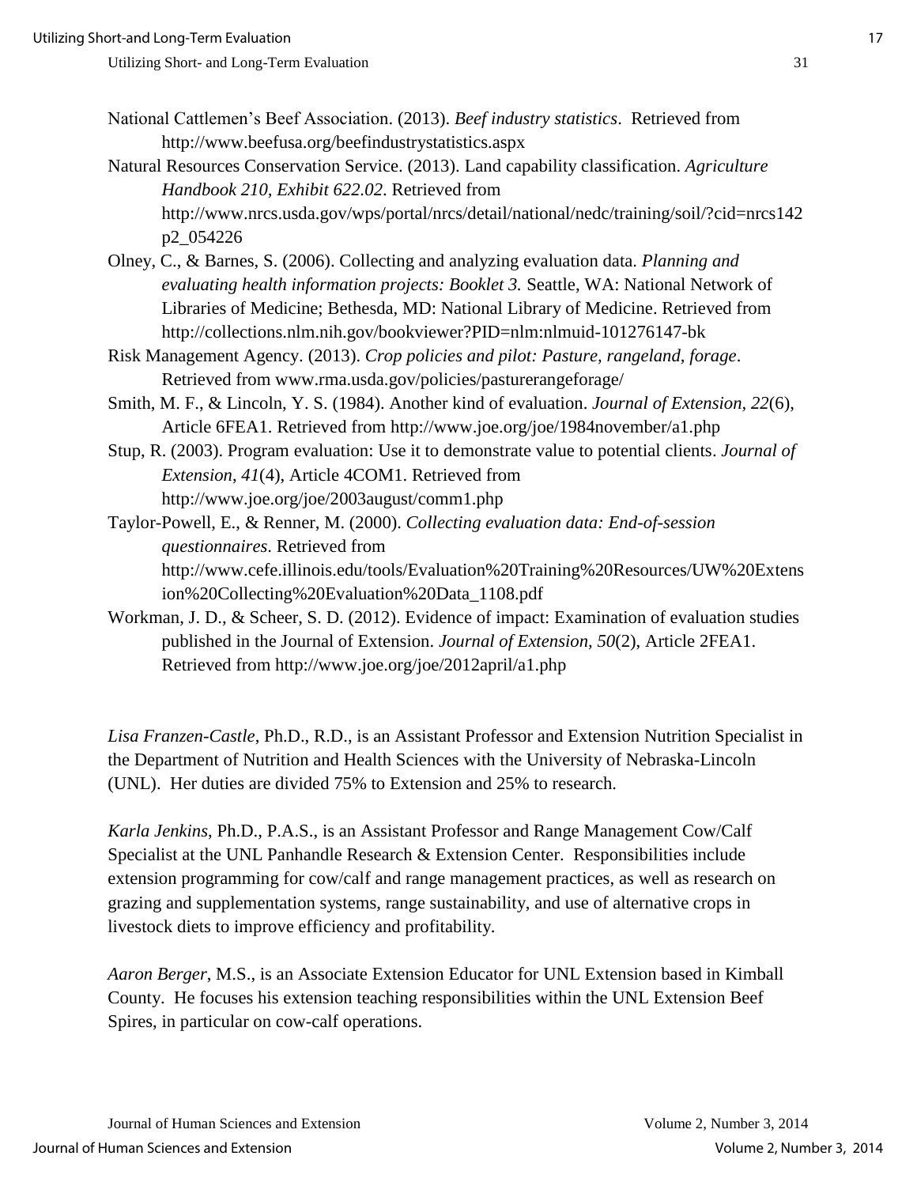National Cattlemen's Beef Association. (2013). *Beef industry statistics*. Retrieved from http://www.beefusa.org/beefindustrystatistics.aspx

Natural Resources Conservation Service. (2013). Land capability classification. *Agriculture Handbook 210, Exhibit 622.02*. Retrieved from http://www.nrcs.usda.gov/wps/portal/nrcs/detail/national/nedc/training/soil/?cid=nrcs142p2_054226

Olney, C., & Barnes, S. (2006). Collecting and analyzing evaluation data. *Planning and evaluating health information projects: Booklet 3.* Seattle, WA: National Network of Libraries of Medicine; Bethesda, MD: National Library of Medicine. Retrieved from http://collections.nlm.nih.gov/bookviewer?PID=nlm:nlmuid-101276147-bk

Risk Management Agency. (2013). *Crop policies and pilot: Pasture, rangeland, forage*. Retrieved from www.rma.usda.gov/policies/pasturerangeforage/

Smith, M. F., & Lincoln, Y. S. (1984). Another kind of evaluation. *Journal of Extension*, *22*(6), Article 6FEA1. Retrieved from http://www.joe.org/joe/1984november/a1.php

Stup, R. (2003). Program evaluation: Use it to demonstrate value to potential clients. *Journal of Extension*, *41*(4), Article 4COM1. Retrieved from http://www.joe.org/joe/2003august/comm1.php

Taylor-Powell, E., & Renner, M. (2000). *Collecting evaluation data: End-of-session questionnaires*. Retrieved from http://www.cefe.illinois.edu/tools/Evaluation%20Training%20Resources/UW%20Extension%20Collecting%20Evaluation%20Data_1108.pdf

Workman, J. D., & Scheer, S. D. (2012). Evidence of impact: Examination of evaluation studies published in the Journal of Extension. *Journal of Extension, 50*(2), Article 2FEA1. Retrieved from http://www.joe.org/joe/2012april/a1.php

*Lisa Franzen-Castle*, Ph.D., R.D., is an Assistant Professor and Extension Nutrition Specialist in the Department of Nutrition and Health Sciences with the University of Nebraska-Lincoln (UNL). Her duties are divided 75% to Extension and 25% to research.

*Karla Jenkins*, Ph.D., P.A.S., is an Assistant Professor and Range Management Cow/Calf Specialist at the UNL Panhandle Research & Extension Center. Responsibilities include extension programming for cow/calf and range management practices, as well as research on grazing and supplementation systems, range sustainability, and use of alternative crops in livestock diets to improve efficiency and profitability.

*Aaron Berger*, M.S., is an Associate Extension Educator for UNL Extension based in Kimball County. He focuses his extension teaching responsibilities within the UNL Extension Beef Spires, in particular on cow-calf operations.